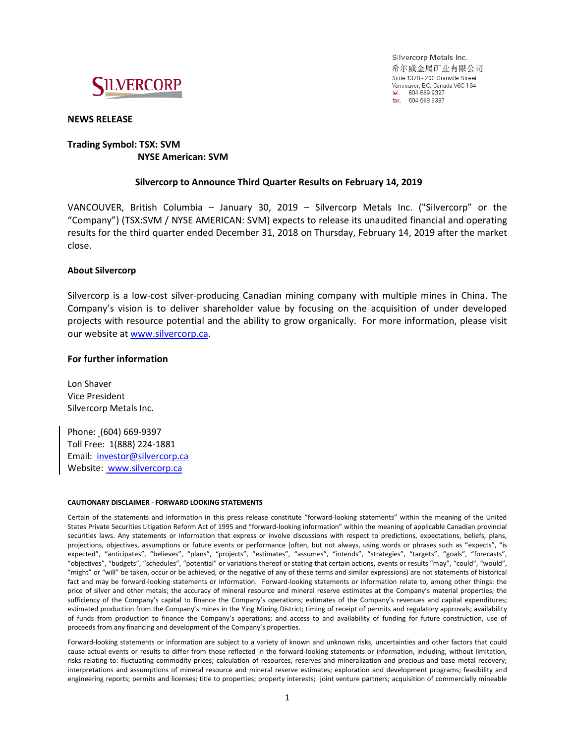**SILVERCORP**

Silvercorp Metals Inc.
希尔威金属矿业有限公司
Suite 1378 - 200 Granville Street
Vancouver, BC, Canada V6C 1S4
tel. 604 669 9397
fax. 604 669 9387

**NEWS RELEASE**

**Trading Symbol: TSX: SVM**
**NYSE American: SVM**

## Silvercorp to Announce Third Quarter Results on February 14, 2019

VANCOUVER, British Columbia – January 30, 2019 – Silvercorp Metals Inc. ("Silvercorp" or the "Company") (TSX:SVM / NYSE AMERICAN: SVM) expects to release its unaudited financial and operating results for the third quarter ended December 31, 2018 on Thursday, February 14, 2019 after the market close.

### About Silvercorp

Silvercorp is a low-cost silver-producing Canadian mining company with multiple mines in China. The Company's vision is to deliver shareholder value by focusing on the acquisition of under developed projects with resource potential and the ability to grow organically. For more information, please visit our website at www.silvercorp.ca.

### For further information

Lon Shaver
Vice President
Silvercorp Metals Inc.

Phone: (604) 669-9397
Toll Free: 1(888) 224-1881
Email: investor@silvercorp.ca
Website: www.silvercorp.ca

**CAUTIONARY DISCLAIMER - FORWARD LOOKING STATEMENTS**

Certain of the statements and information in this press release constitute "forward-looking statements" within the meaning of the United States Private Securities Litigation Reform Act of 1995 and "forward-looking information" within the meaning of applicable Canadian provincial securities laws. Any statements or information that express or involve discussions with respect to predictions, expectations, beliefs, plans, projections, objectives, assumptions or future events or performance (often, but not always, using words or phrases such as "expects", "is expected", "anticipates", "believes", "plans", "projects", "estimates", "assumes", "intends", "strategies", "targets", "goals", "forecasts", "objectives", "budgets", "schedules", "potential" or variations thereof or stating that certain actions, events or results "may", "could", "would", "might" or "will" be taken, occur or be achieved, or the negative of any of these terms and similar expressions) are not statements of historical fact and may be forward-looking statements or information. Forward-looking statements or information relate to, among other things: the price of silver and other metals; the accuracy of mineral resource and mineral reserve estimates at the Company's material properties; the sufficiency of the Company's capital to finance the Company's operations; estimates of the Company's revenues and capital expenditures; estimated production from the Company's mines in the Ying Mining District; timing of receipt of permits and regulatory approvals; availability of funds from production to finance the Company's operations; and access to and availability of funding for future construction, use of proceeds from any financing and development of the Company's properties.

Forward-looking statements or information are subject to a variety of known and unknown risks, uncertainties and other factors that could cause actual events or results to differ from those reflected in the forward-looking statements or information, including, without limitation, risks relating to: fluctuating commodity prices; calculation of resources, reserves and mineralization and precious and base metal recovery; interpretations and assumptions of mineral resource and mineral reserve estimates; exploration and development programs; feasibility and engineering reports; permits and licenses; title to properties; property interests; joint venture partners; acquisition of commercially mineable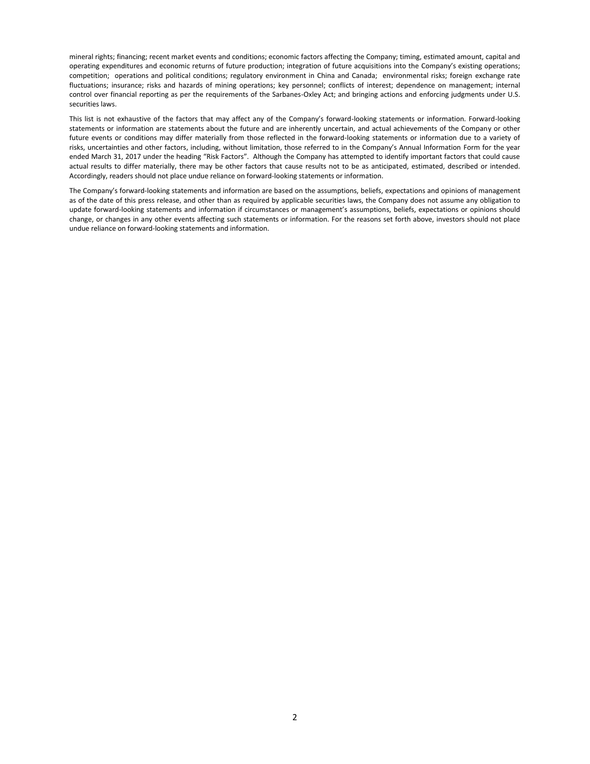mineral rights; financing; recent market events and conditions; economic factors affecting the Company; timing, estimated amount, capital and operating expenditures and economic returns of future production; integration of future acquisitions into the Company's existing operations; competition; operations and political conditions; regulatory environment in China and Canada; environmental risks; foreign exchange rate fluctuations; insurance; risks and hazards of mining operations; key personnel; conflicts of interest; dependence on management; internal control over financial reporting as per the requirements of the Sarbanes-Oxley Act; and bringing actions and enforcing judgments under U.S. securities laws.

This list is not exhaustive of the factors that may affect any of the Company's forward-looking statements or information. Forward-looking statements or information are statements about the future and are inherently uncertain, and actual achievements of the Company or other future events or conditions may differ materially from those reflected in the forward-looking statements or information due to a variety of risks, uncertainties and other factors, including, without limitation, those referred to in the Company's Annual Information Form for the year ended March 31, 2017 under the heading "Risk Factors". Although the Company has attempted to identify important factors that could cause actual results to differ materially, there may be other factors that cause results not to be as anticipated, estimated, described or intended. Accordingly, readers should not place undue reliance on forward-looking statements or information.

The Company's forward-looking statements and information are based on the assumptions, beliefs, expectations and opinions of management as of the date of this press release, and other than as required by applicable securities laws, the Company does not assume any obligation to update forward-looking statements and information if circumstances or management's assumptions, beliefs, expectations or opinions should change, or changes in any other events affecting such statements or information. For the reasons set forth above, investors should not place undue reliance on forward-looking statements and information.